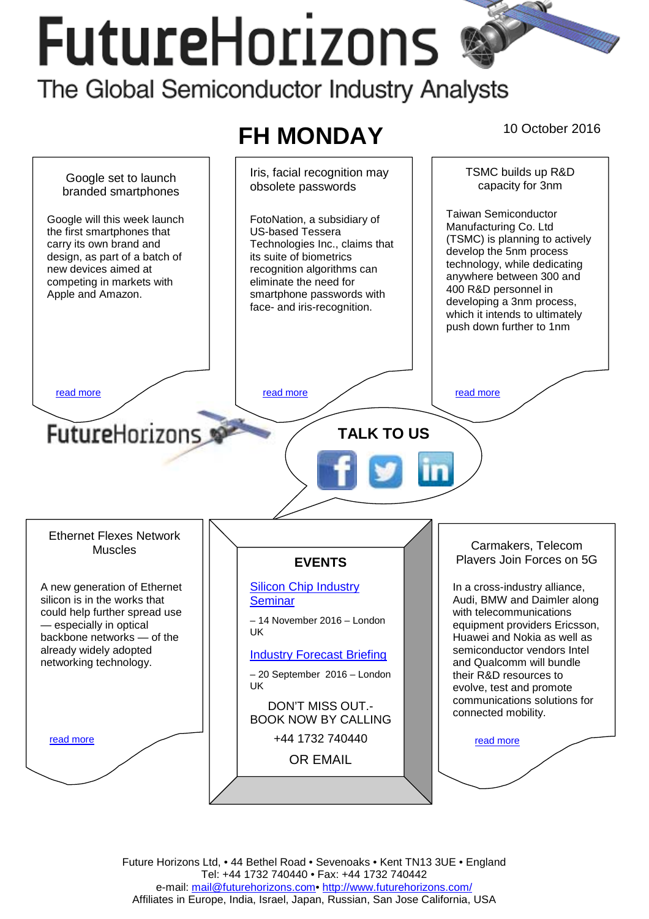# FutureHorizons

The Global Semiconductor Industry Analysts

## FH MONDAY

10 October 2016

### Google set to launch branded smartphones

Google will this week launch the first smartphones that carry its own brand and design, as part of a batch of new devices aimed at competing in markets with Apple and Amazon.

read more

### Iris, facial recognition may obsolete passwords

FotoNation, a subsidiary of US-based Tessera Technologies Inc., claims that its suite of biometrics recognition algorithms can eliminate the need for smartphone passwords with face- and iris-recognition.

read more

### TSMC builds up R&D capacity for 3nm

Taiwan Semiconductor Manufacturing Co. Ltd (TSMC) is planning to actively develop the 5nm process technology, while dedicating anywhere between 300 and 400 R&D personnel in developing a 3nm process, which it intends to ultimately push down further to 1nm

read more

FutureHorizons

**TALK TO US**

### Ethernet Flexes Network Muscles

A new generation of Ethernet silicon is in the works that could help further spread use — especially in optical backbone networks — of the already widely adopted networking technology.

read more

### EVENTS

Silicon Chip Industry Seminar

– 14 November 2016 – London UK

Industry Forecast Briefing

– 20 September 2016 – London UK

DON'T MISS OUT.- BOOK NOW BY CALLING

+44 1732 740440

OR EMAIL

### Carmakers, Telecom Players Join Forces on 5G

In a cross-industry alliance, Audi, BMW and Daimler along with telecommunications equipment providers Ericsson, Huawei and Nokia as well as semiconductor vendors Intel and Qualcomm will bundle their R&D resources to evolve, test and promote communications solutions for connected mobility.

read more

Future Horizons Ltd, • 44 Bethel Road • Sevenoaks • Kent TN13 3UE • England
Tel: +44 1732 740440 • Fax: +44 1732 740442
e-mail: mail@futurehorizons.com• http://www.futurehorizons.com/
Affiliates in Europe, India, Israel, Japan, Russian, San Jose California, USA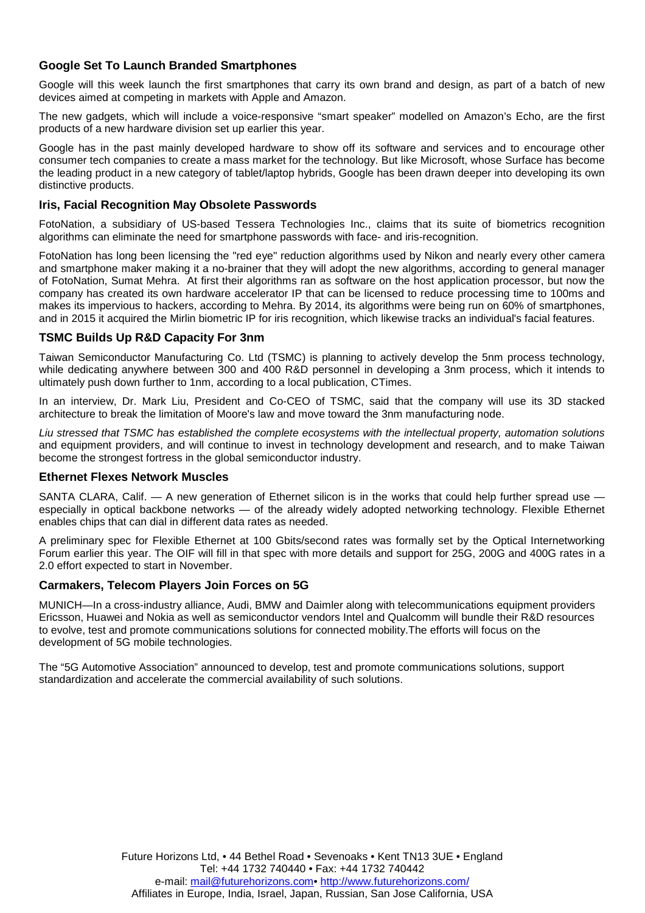### Google Set To Launch Branded Smartphones

Google will this week launch the first smartphones that carry its own brand and design, as part of a batch of new devices aimed at competing in markets with Apple and Amazon.

The new gadgets, which will include a voice-responsive "smart speaker" modelled on Amazon's Echo, are the first products of a new hardware division set up earlier this year.

Google has in the past mainly developed hardware to show off its software and services and to encourage other consumer tech companies to create a mass market for the technology. But like Microsoft, whose Surface has become the leading product in a new category of tablet/laptop hybrids, Google has been drawn deeper into developing its own distinctive products.

### Iris, Facial Recognition May Obsolete Passwords

FotoNation, a subsidiary of US-based Tessera Technologies Inc., claims that its suite of biometrics recognition algorithms can eliminate the need for smartphone passwords with face- and iris-recognition.

FotoNation has long been licensing the "red eye" reduction algorithms used by Nikon and nearly every other camera and smartphone maker making it a no-brainer that they will adopt the new algorithms, according to general manager of FotoNation, Sumat Mehra. At first their algorithms ran as software on the host application processor, but now the company has created its own hardware accelerator IP that can be licensed to reduce processing time to 100ms and makes its impervious to hackers, according to Mehra. By 2014, its algorithms were being run on 60% of smartphones, and in 2015 it acquired the Mirlin biometric IP for iris recognition, which likewise tracks an individual's facial features.

### TSMC Builds Up R&D Capacity For 3nm

Taiwan Semiconductor Manufacturing Co. Ltd (TSMC) is planning to actively develop the 5nm process technology, while dedicating anywhere between 300 and 400 R&D personnel in developing a 3nm process, which it intends to ultimately push down further to 1nm, according to a local publication, CTimes.

In an interview, Dr. Mark Liu, President and Co-CEO of TSMC, said that the company will use its 3D stacked architecture to break the limitation of Moore's law and move toward the 3nm manufacturing node.

*Liu stressed that TSMC has established the complete ecosystems with the intellectual property, automation solutions* and equipment providers, and will continue to invest in technology development and research, and to make Taiwan become the strongest fortress in the global semiconductor industry.

### Ethernet Flexes Network Muscles

SANTA CLARA, Calif. — A new generation of Ethernet silicon is in the works that could help further spread use — especially in optical backbone networks — of the already widely adopted networking technology. Flexible Ethernet enables chips that can dial in different data rates as needed.

A preliminary spec for Flexible Ethernet at 100 Gbits/second rates was formally set by the Optical Internetworking Forum earlier this year. The OIF will fill in that spec with more details and support for 25G, 200G and 400G rates in a 2.0 effort expected to start in November.

### Carmakers, Telecom Players Join Forces on 5G

MUNICH—In a cross-industry alliance, Audi, BMW and Daimler along with telecommunications equipment providers Ericsson, Huawei and Nokia as well as semiconductor vendors Intel and Qualcomm will bundle their R&D resources to evolve, test and promote communications solutions for connected mobility.The efforts will focus on the development of 5G mobile technologies.

The "5G Automotive Association" announced to develop, test and promote communications solutions, support standardization and accelerate the commercial availability of such solutions.

Future Horizons Ltd, • 44 Bethel Road • Sevenoaks • Kent TN13 3UE • England
Tel: +44 1732 740440 • Fax: +44 1732 740442
e-mail: mail@futurehorizons.com• http://www.futurehorizons.com/
Affiliates in Europe, India, Israel, Japan, Russian, San Jose California, USA